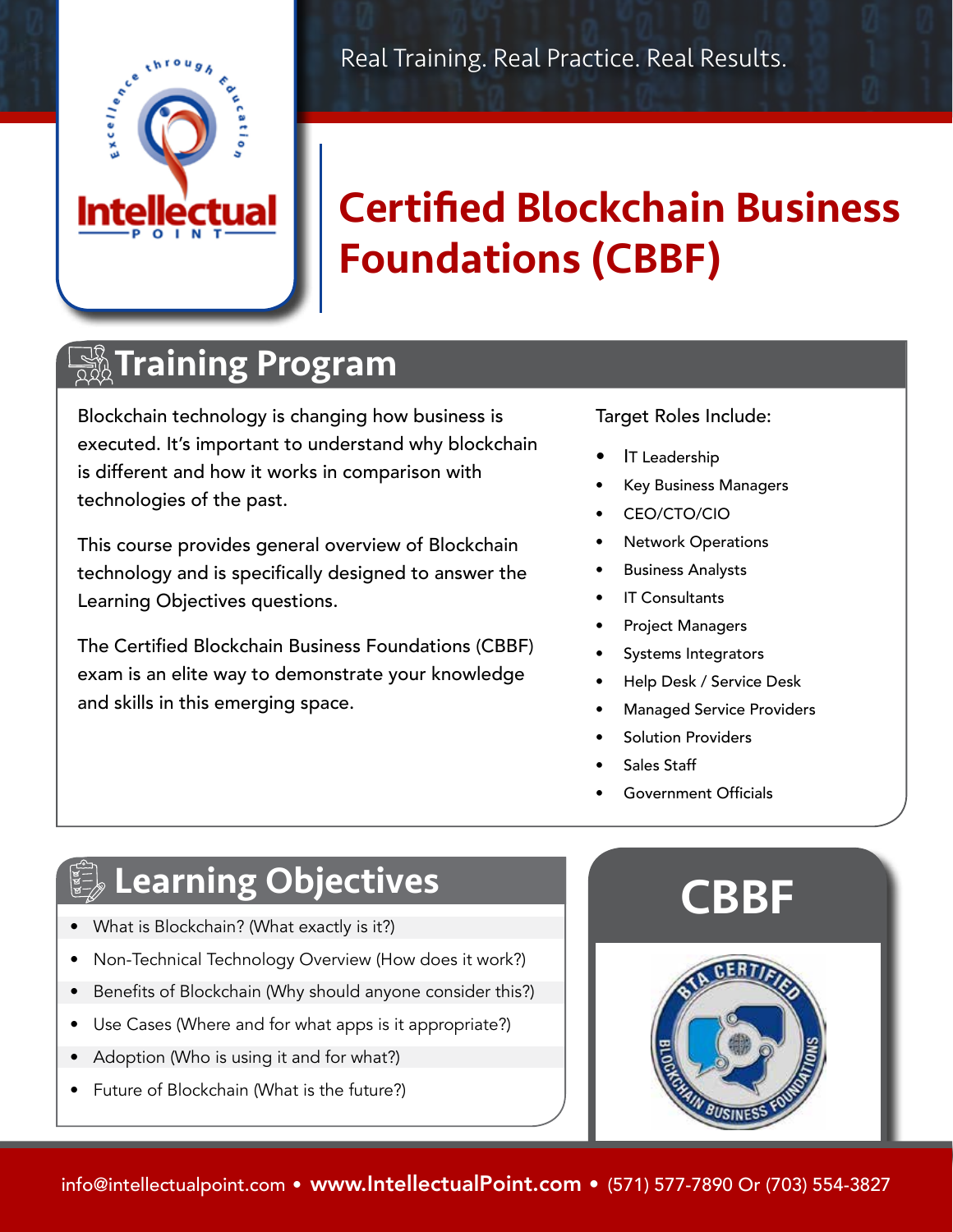Real Training. Real Practice. Real Results.

# Certified Blockchain Business Foundations (CBBF)

## Training Program

Blockchain technology is changing how business is executed. It's important to understand why blockchain is different and how it works in comparison with technologies of the past.

This course provides general overview of Blockchain technology and is specifically designed to answer the Learning Objectives questions.

The Certified Blockchain Business Foundations (CBBF) exam is an elite way to demonstrate your knowledge and skills in this emerging space.

Target Roles Include:

- IT Leadership
- Key Business Managers
- CEO/CTO/CIO
- Network Operations
- Business Analysts
- IT Consultants
- Project Managers
- Systems Integrators
- Help Desk / Service Desk
- Managed Service Providers
- Solution Providers
- Sales Staff
- Government Officials

## Learning Objectives

- What is Blockchain? (What exactly is it?)
- Non-Technical Technology Overview (How does it work?)
- Benefits of Blockchain (Why should anyone consider this?)
- Use Cases (Where and for what apps is it appropriate?)
- Adoption (Who is using it and for what?)
- Future of Blockchain (What is the future?)

## CBBF

info@intellectualpoint.com • **www.IntellectualPoint.com** • (571) 577-7890 Or (703) 554-3827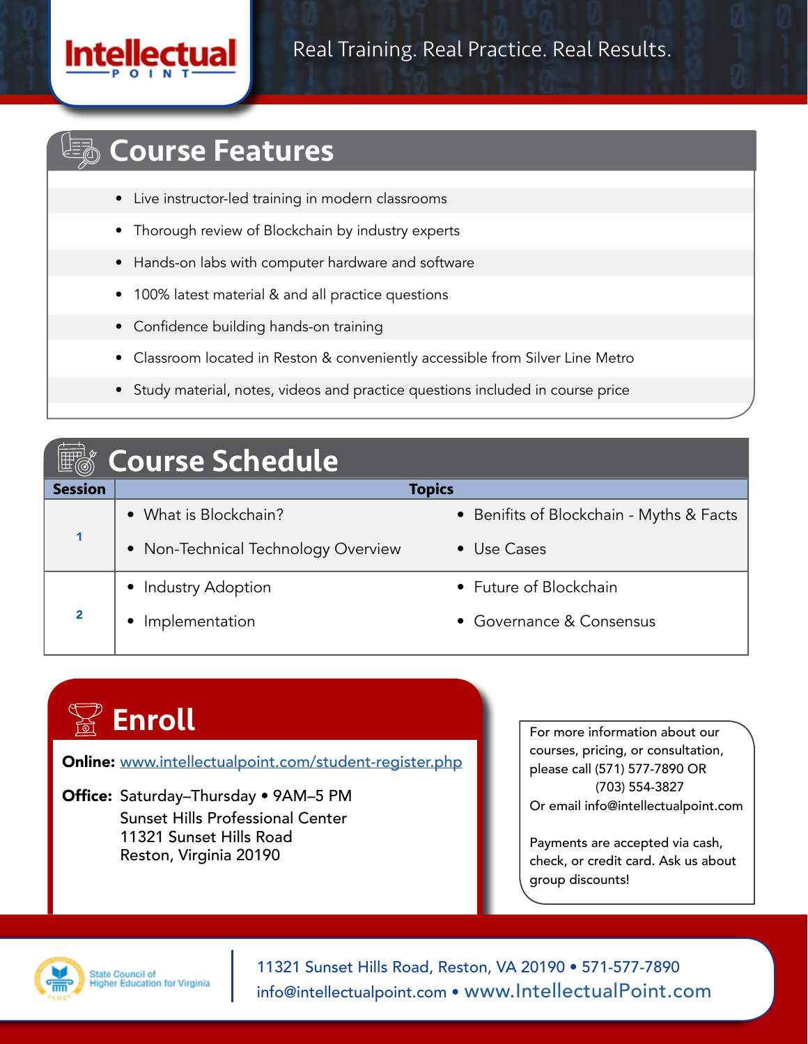Intellectual POINT

Real Training. Real Practice. Real Results.

## Course Features

- Live instructor-led training in modern classrooms
- Thorough review of Blockchain by industry experts
- Hands-on labs with computer hardware and software
- 100% latest material & and all practice questions
- Confidence building hands-on training
- Classroom located in Reston & conveniently accessible from Silver Line Metro
- Study material, notes, videos and practice questions included in course price

## Course Schedule

| Session | Topics | |
|---|---|---|
| 1 | • What is Blockchain?<br>• Non-Technical Technology Overview | • Benifits of Blockchain - Myths & Facts<br>• Use Cases |
| 2 | • Industry Adoption<br>• Implementation | • Future of Blockchain<br>• Governance & Consensus |

## Enroll

**Online:** www.intellectualpoint.com/student-register.php

**Office:** Saturday–Thursday • 9AM–5 PM
Sunset Hills Professional Center
11321 Sunset Hills Road
Reston, Virginia 20190

For more information about our courses, pricing, or consultation, please call (571) 577-7890 OR (703) 554-3827
Or email info@intellectualpoint.com

Payments are accepted via cash, check, or credit card. Ask us about group discounts!

State Council of Higher Education for Virginia

11321 Sunset Hills Road, Reston, VA 20190 • 571-577-7890
info@intellectualpoint.com • www.IntellectualPoint.com